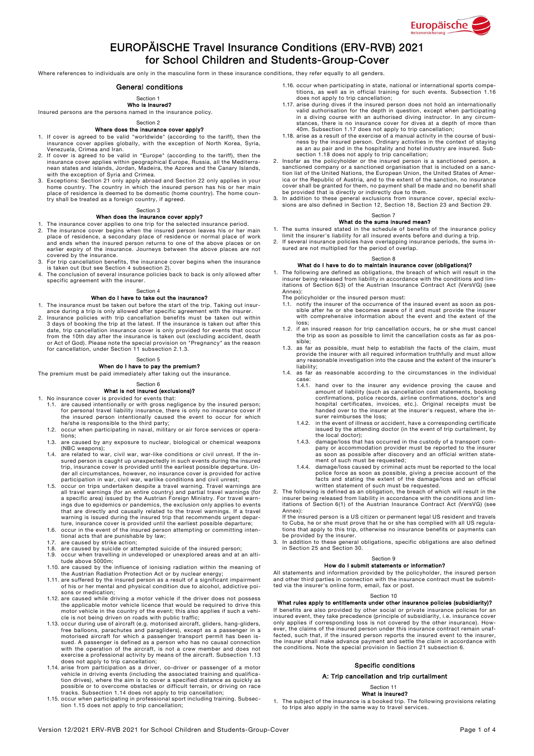# EUROPÄISCHE Travel Insurance Conditions (ERV-RVB) 2021 for School Children and Students-Group-Cover

Where references to individuals are only in the masculine form in these insurance conditions, they refer equally to all genders.

## General conditions

### Section 1
### Who is insured?

Insured persons are the persons named in the insurance policy.

### Section 2
### Where does the insurance cover apply?

1. If cover is agreed to be valid "worldwide" (according to the tariff), then the insurance cover applies globally, with the exception of North Korea, Syria, Venezuela, Crimea and Iran.
2. If cover is agreed to be valid in "Europe" (according to the tariff), then the insurance cover applies within geographical Europe, Russia, all the Mediterranean states and islands, Jordan, Madeira, the Azores and the Canary Islands, with the exception of Syria and Crimea.
3. Exceptions: Section 21 only apply abroad and Section 22 only applies in your home country. The country in which the insured person has his or her main place of residence is deemed to be domestic (home country). The home country shall be treated as a foreign country, if agreed.

### Section 3
### When does the insurance cover apply?

1. The insurance cover applies to one trip for the selected insurance period.
2. The insurance cover begins when the insured person leaves his or her main place of residence, a secondary place of residence or normal place of work and ends when the insured person returns to one of the above places or on earlier expiry of the insurance. Journeys between the above places are not covered by the insurance.
3. For trip cancellation benefits, the insurance cover begins when the insurance is taken out (but see Section 4 subsection 2).
4. The conclusion of several insurance policies back to back is only allowed after specific agreement with the insurer.

### Section 4
### When do I have to take out the insurance?

1. The insurance must be taken out before the start of the trip. Taking out insurance during a trip is only allowed after specific agreement with the insurer.
2. Insurance policies with trip cancellation benefits must be taken out within 3 days of booking the trip at the latest. If the insurance is taken out after this date, trip cancellation insurance cover is only provided for events that occur from the 10th day after the insurance is taken out (excluding accident, death or Act of God). Please note the special provision on "Pregnancy" as the reason for cancellation, under Section 11 subsection 2.1.3.

### Section 5
### When do I have to pay the premium?

The premium must be paid immediately after taking out the insurance.

### Section 6
### What is not insured (exclusions)?

1. No insurance cover is provided for events that:
   - 1.1. are caused intentionally or with gross negligence by the insured person; for personal travel liability insurance, there is only no insurance cover if the insured person intentionally caused the event to occur for which he/she is responsible to the third party;
   - 1.2. occur when participating in naval, military or air force services or operations;
   - 1.3. are caused by any exposure to nuclear, biological or chemical weapons (NBC weapons);
   - 1.4. are related to war, civil war, war-like conditions or civil unrest. If the insured person is caught up unexpectedly in such events during the insured trip, insurance cover is provided until the earliest possible departure. Under all circumstances, however, no insurance cover is provided for active participation in war, civil war, warlike conditions and civil unrest;
   - 1.5. occur on trips undertaken despite a travel warning. Travel warnings are all travel warnings (for an entire country) and partial travel warnings (for a specific area) issued by the Austrian Foreign Ministry. For travel warnings due to epidemics or pandemics, the exclusion only applies to events that are directly and causally related to the travel warnings. If a travel warning is issued during the insured trip that recommends urgent departure, insurance cover is provided until the earliest possible departure;
   - 1.6. occur in the event of the insured person attempting or committing intentional acts that are punishable by law;
   - 1.7. are caused by strike action;
   - 1.8. are caused by suicide or attempted suicide of the insured person;
   - 1.9. occur when travelling in undeveloped or unexplored areas and at an altitude above 5000m;
   - 1.10. are caused by the influence of ionising radiation within the meaning of the Austrian Radiation Protection Act or by nuclear energy;
   - 1.11. are suffered by the insured person as a result of a significant impairment of his or her mental and physical condition due to alcohol, addictive poisons or medication;
   - 1.12. are caused while driving a motor vehicle if the driver does not possess the applicable motor vehicle licence that would be required to drive this motor vehicle in the country of the event; this also applies if such a vehicle is not being driven on roads with public traffic;
   - 1.13. occur during use of aircraft (e.g. motorised aircraft, gliders, hang-gliders, free balloons, parachutes and paragliders), except as a passenger in a motorised aircraft for which a passenger transport permit has been issued. A passenger is defined as a person who has no causal connection with the operation of the aircraft, is not a crew member and does not exercise a professional activity by means of the aircraft. Subsection 1.13 does not apply to trip cancellation;
   - 1.14. arise from participation as a driver, co-driver or passenger of a motor vehicle in driving events (including the associated training and qualification drives), where the aim is to cover a specified distance as quickly as possible or to overcome obstacles or difficult terrain, or driving on race tracks. Subsection 1.14 does not apply to trip cancellation;
   - 1.15. occur when participating in professional sport including training. Subsection 1.15 does not apply to trip cancellation;
   - 1.16. occur when participating in state, national or international sports competitions, as well as in official training for such events. Subsection 1.16 does not apply to trip cancellation;
   - 1.17. arise during dives if the insured person does not hold an internationally valid authorisation for the depth in question, except when participating in a diving course with an authorised diving instructor. In any circumstances, there is no insurance cover for dives at a depth of more than 40m. Subsection 1.17 does not apply to trip cancellation;
   - 1.18. arise as a result of the exercise of a manual activity in the course of business by the insured person. Ordinary activities in the context of staying as an au pair and in the hospitality and hotel industry are insured. Subsection 1.18 does not apply to trip cancellation;
2. Insofar as the policyholder or the insured person is a sanctioned person, a sanctioned company or a sanctioned organisation that is included on a sanction list of the United Nations, the European Union, the United States of America or the Republic of Austria, and to the extent of the sanction, no insurance cover shall be granted for them, no payment shall be made and no benefit shall be provided that is directly or indirectly due to them.
3. In addition to these general exclusions from insurance cover, special exclusions are also defined in Section 12, Section 18, Section 23 and Section 29.

### Section 7
### What do the sums insured mean?

1. The sums insured stated in the schedule of benefits of the insurance policy limit the insurer's liability for all insured events before and during a trip.
2. If several insurance policies have overlapping insurance periods, the sums insured are not multiplied for the period of overlap.

### Section 8
### What do I have to do to maintain insurance cover (obligations)?

1. The following are defined as obligations, the breach of which will result in the insurer being released from liability in accordance with the conditions and limitations of Section 6(3) of the Austrian Insurance Contract Act (VersVG) (see Annex):
   The policyholder or the insured person must:
   - 1.1. notify the insurer of the occurrence of the insured event as soon as possible after he or she becomes aware of it and must provide the insurer with comprehensive information about the event and the extent of the loss;
   - 1.2. if an insured reason for trip cancellation occurs, he or she must cancel the trip as soon as possible to limit the cancellation costs as far as possible;
   - 1.3. as far as possible, must help to establish the facts of the claim, must provide the insurer with all required information truthfully and must allow any reasonable investigation into the cause and the extent of the insurer's liability;
   - 1.4. as far as reasonable according to the circumstances in the individual case:
     - 1.4.1. hand over to the insurer any evidence proving the cause and amount of liability (such as cancellation cost statements, booking confirmations, police records, airline confirmations, doctor's and hospital certificates, invoices, etc.). Original receipts must be handed over to the insurer at the insurer's request, where the insurer reimburses the loss;
     - 1.4.2. in the event of illness or accident, have a corresponding certificate issued by the attending doctor (in the event of trip curtailment, by the local doctor);
     - 1.4.3. damage/loss that has occurred in the custody of a transport company or accommodation provider must be reported to the insurer as soon as possible after discovery and an official written statement of such must be requested;
     - 1.4.4. damage/loss caused by criminal acts must be reported to the local police force as soon as possible, giving a precise account of the facts and stating the extent of the damage/loss and an official written statement of such must be requested.
2. The following is defined as an obligation, the breach of which will result in the insurer being released from liability in accordance with the conditions and limitations of Section 6(1) of the Austrian Insurance Contract Act (VersVG) (see Annex):
   If the insured person is a US citizen or permanent legal US resident and travels to Cuba, he or she must prove that he or she has complied with all US regulations that apply to this trip, otherwise no insurance benefits or payments can be provided by the insurer.
3. In addition to these general obligations, specific obligations are also defined in Section 25 and Section 30.

### Section 9
### How do I submit statements or information?

All statements and information provided by the policyholder, the insured person and other third parties in connection with the insurance contract must be submitted via the insurer's online form, email, fax or post.

### Section 10
### What rules apply to entitlements under other insurance policies (subsidiarity)?

If benefits are also provided by other social or private insurance policies for an insured event, they take precedence (principle of subsidiarity, i.e. insurance cover only applies if corresponding loss is not covered by the other insurance). However, the claims of the insured person under this insurance contract remain unaffected, such that, if the insured person reports the insured event to the insurer, the insurer shall make advance payment and settle the claim in accordance with the conditions. Note the special provision in Section 21 subsection 6.

## Specific conditions

## A: Trip cancellation and trip curtailment

### Section 11
### What is insured?

1. The subject of the insurance is a booked trip. The following provisions relating to trips also apply in the same way to travel services.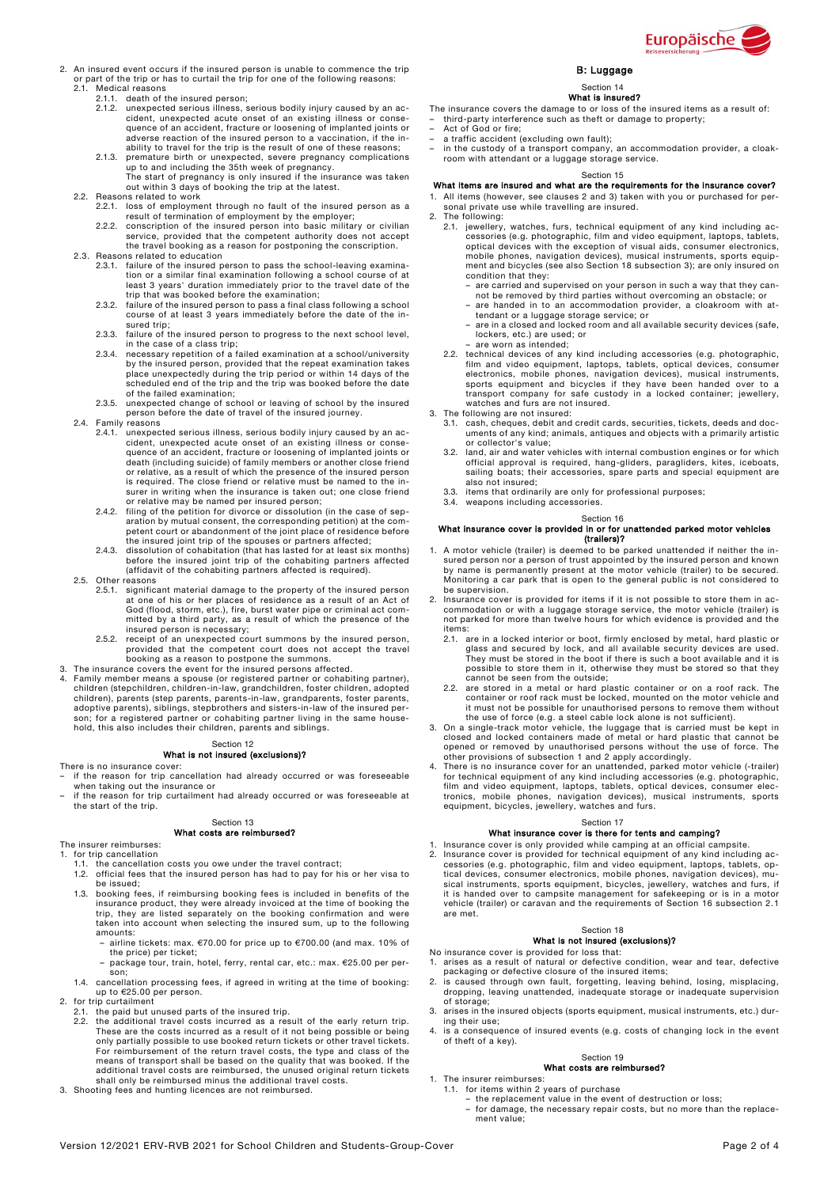2. An insured event occurs if the insured person is unable to commence the trip or part of the trip or has to curtail the trip for one of the following reasons:
   2.1. Medical reasons
      2.1.1. death of the insured person;
      2.1.2. unexpected serious illness, serious bodily injury caused by an accident, unexpected acute onset of an existing illness or consequence of an accident, fracture or loosening of implanted joints or adverse reaction of the insured person to a vaccination, if the inability to travel for the trip is the result of one of these reasons;
      2.1.3. premature birth or unexpected, severe pregnancy complications up to and including the 35th week of pregnancy. The start of pregnancy is only insured if the insurance was taken out within 3 days of booking the trip at the latest.
   2.2. Reasons related to work
      2.2.1. loss of employment through no fault of the insured person as a result of termination of employment by the employer;
      2.2.2. conscription of the insured person into basic military or civilian service, provided that the competent authority does not accept the travel booking as a reason for postponing the conscription.
   2.3. Reasons related to education
      2.3.1. failure of the insured person to pass the school-leaving examination or a similar final examination following a school course of at least 3 years' duration immediately prior to the travel date of the trip that was booked before the examination;
      2.3.2. failure of the insured person to pass a final class following a school course of at least 3 years immediately before the date of the insured trip;
      2.3.3. failure of the insured person to progress to the next school level, in the case of a class trip;
      2.3.4. necessary repetition of a failed examination at a school/university by the insured person, provided that the repeat examination takes place unexpectedly during the trip period or within 14 days of the scheduled end of the trip and the trip was booked before the date of the failed examination;
      2.3.5. unexpected change of school or leaving of school by the insured person before the date of travel of the insured journey.
   2.4. Family reasons
      2.4.1. unexpected serious illness, serious bodily injury caused by an accident, unexpected acute onset of an existing illness or consequence of an accident, fracture or loosening of implanted joints or death (including suicide) of family members or another close friend or relative, as a result of which the presence of the insured person is required. The close friend or relative must be named to the insurer in writing when the insurance is taken out; one close friend or relative may be named per insured person;
      2.4.2. filing of the petition for divorce or dissolution (in the case of separation by mutual consent, the corresponding petition) at the competent court or abandonment of the joint place of residence before the insured joint trip of the spouses or partners affected;
      2.4.3. dissolution of cohabitation (that has lasted for at least six months) before the insured joint trip of the cohabiting partners affected (affidavit of the cohabiting partners affected is required).
   2.5. Other reasons
      2.5.1. significant material damage to the property of the insured person at one of his or her places of residence as a result of an Act of God (flood, storm, etc.), fire, burst water pipe or criminal act committed by a third party, as a result of which the presence of the insured person is necessary;
      2.5.2. receipt of an unexpected court summons by the insured person, provided that the competent court does not accept the travel booking as a reason to postpone the summons.
3. The insurance covers the event for the insured persons affected.
4. Family member means a spouse (or registered partner or cohabiting partner), children (stepchildren, children-in-law, grandchildren, foster children, adopted children), parents (step parents, parents-in-law, grandparents, foster parents, adoptive parents), siblings, stepbrothers and sisters-in-law of the insured person; for a registered partner or cohabiting partner living in the same household, this also includes their children, parents and siblings.

### Section 12
### What is not insured (exclusions)?

There is no insurance cover:
- if the reason for trip cancellation had already occurred or was foreseeable when taking out the insurance or
- if the reason for trip curtailment had already occurred or was foreseeable at the start of the trip.

### Section 13
### What costs are reimbursed?

The insurer reimburses:
1. for trip cancellation
   1.1. the cancellation costs you owe under the travel contract;
   1.2. official fees that the insured person has had to pay for his or her visa to be issued;
   1.3. booking fees, if reimbursing booking fees is included in benefits of the insurance product, they were already invoiced at the time of booking the trip, they are listed separately on the booking confirmation and were taken into account when selecting the insured sum, up to the following amounts:
      - airline tickets: max. €70.00 for price up to €700.00 (and max. 10% of the price) per ticket;
      - package tour, train, hotel, ferry, rental car, etc.: max. €25.00 per person;
   1.4. cancellation processing fees, if agreed in writing at the time of booking: up to €25.00 per person.
2. for trip curtailment
   2.1. the paid but unused parts of the insured trip.
   2.2. the additional travel costs incurred as a result of the early return trip. These are the costs incurred as a result of it not being possible or being only partially possible to use booked return tickets or other travel tickets. For reimbursement of the return travel costs, the type and class of the means of transport shall be based on the quality that was booked. If the additional travel costs are reimbursed, the unused original return tickets shall only be reimbursed minus the additional travel costs.
3. Shooting fees and hunting licences are not reimbursed.

## B: Luggage

### Section 14
### What is insured?

The insurance covers the damage to or loss of the insured items as a result of:
- third-party interference such as theft or damage to property;
- Act of God or fire;
- a traffic accident (excluding own fault);
- in the custody of a transport company, an accommodation provider, a cloakroom with attendant or a luggage storage service.

### Section 15
### What items are insured and what are the requirements for the insurance cover?

1. All items (however, see clauses 2 and 3) taken with you or purchased for personal private use while travelling are insured.
2. The following:
   2.1. jewellery, watches, furs, technical equipment of any kind including accessories (e.g. photographic, film and video equipment, laptops, tablets, optical devices with the exception of visual aids, consumer electronics, mobile phones, navigation devices), musical instruments, sports equipment and bicycles (see also Section 18 subsection 3); are only insured on condition that they:
      - are carried and supervised on your person in such a way that they cannot be removed by third parties without overcoming an obstacle; or
      - are handed in to an accommodation provider, a cloakroom with attendant or a luggage storage service; or
      - are in a closed and locked room and all available security devices (safe, lockers, etc.) are used; or
      - are worn as intended;
   2.2. technical devices of any kind including accessories (e.g. photographic, film and video equipment, laptops, tablets, optical devices, consumer electronics, mobile phones, navigation devices), musical instruments, sports equipment and bicycles if they have been handed over to a transport company for safe custody in a locked container; jewellery, watches and furs are not insured.
3. The following are not insured:
   3.1. cash, cheques, debit and credit cards, securities, tickets, deeds and documents of any kind; animals, antiques and objects with a primarily artistic or collector's value;
   3.2. land, air and water vehicles with internal combustion engines or for which official approval is required, hang-gliders, paragliders, kites, iceboats, sailing boats; their accessories, spare parts and special equipment are also not insured;
   3.3. items that ordinarily are only for professional purposes;
   3.4. weapons including accessories.

### Section 16
### What insurance cover is provided in or for unattended parked motor vehicles (trailers)?

1. A motor vehicle (trailer) is deemed to be parked unattended if neither the insured person nor a person of trust appointed by the insured person and known by name is permanently present at the motor vehicle (trailer) to be secured. Monitoring a car park that is open to the general public is not considered to be supervision.
2. Insurance cover is provided for items if it is not possible to store them in accommodation or with a luggage storage service, the motor vehicle (trailer) is not parked for more than twelve hours for which evidence is provided and the items:
   2.1. are in a locked interior or boot, firmly enclosed by metal, hard plastic or glass and secured by lock, and all available security devices are used. They must be stored in the boot if there is such a boot available and it is possible to store them in it, otherwise they must be stored so that they cannot be seen from the outside;
   2.2. are stored in a metal or hard plastic container or on a roof rack. The container or roof rack must be locked, mounted on the motor vehicle and it must not be possible for unauthorised persons to remove them without the use of force (e.g. a steel cable lock alone is not sufficient).
3. On a single-track motor vehicle, the luggage that is carried must be kept in closed and locked containers made of metal or hard plastic that cannot be opened or removed by unauthorised persons without the use of force. The other provisions of subsection 1 and 2 apply accordingly.
4. There is no insurance cover for an unattended, parked motor vehicle (-trailer) for technical equipment of any kind including accessories (e.g. photographic, film and video equipment, laptops, tablets, optical devices, consumer electronics, mobile phones, navigation devices), musical instruments, sports equipment, bicycles, jewellery, watches and furs.

### Section 17
### What insurance cover is there for tents and camping?

1. Insurance cover is only provided while camping at an official campsite.
2. Insurance cover is provided for technical equipment of any kind including accessories (e.g. photographic, film and video equipment, laptops, tablets, optical devices, consumer electronics, mobile phones, navigation devices), musical instruments, sports equipment, bicycles, jewellery, watches and furs, if it is handed over to campsite management for safekeeping or is in a motor vehicle (trailer) or caravan and the requirements of Section 16 subsection 2.1 are met.

### Section 18
### What is not insured (exclusions)?

No insurance cover is provided for loss that:
1. arises as a result of natural or defective condition, wear and tear, defective packaging or defective closure of the insured items;
2. is caused through own fault, forgetting, leaving behind, losing, misplacing, dropping, leaving unattended, inadequate storage or inadequate supervision of storage;
3. arises in the insured objects (sports equipment, musical instruments, etc.) during their use;
4. is a consequence of insured events (e.g. costs of changing lock in the event of theft of a key).

### Section 19
### What costs are reimbursed?

1. The insurer reimburses:
   1.1. for items within 2 years of purchase
      - the replacement value in the event of destruction or loss;
      - for damage, the necessary repair costs, but no more than the replacement value;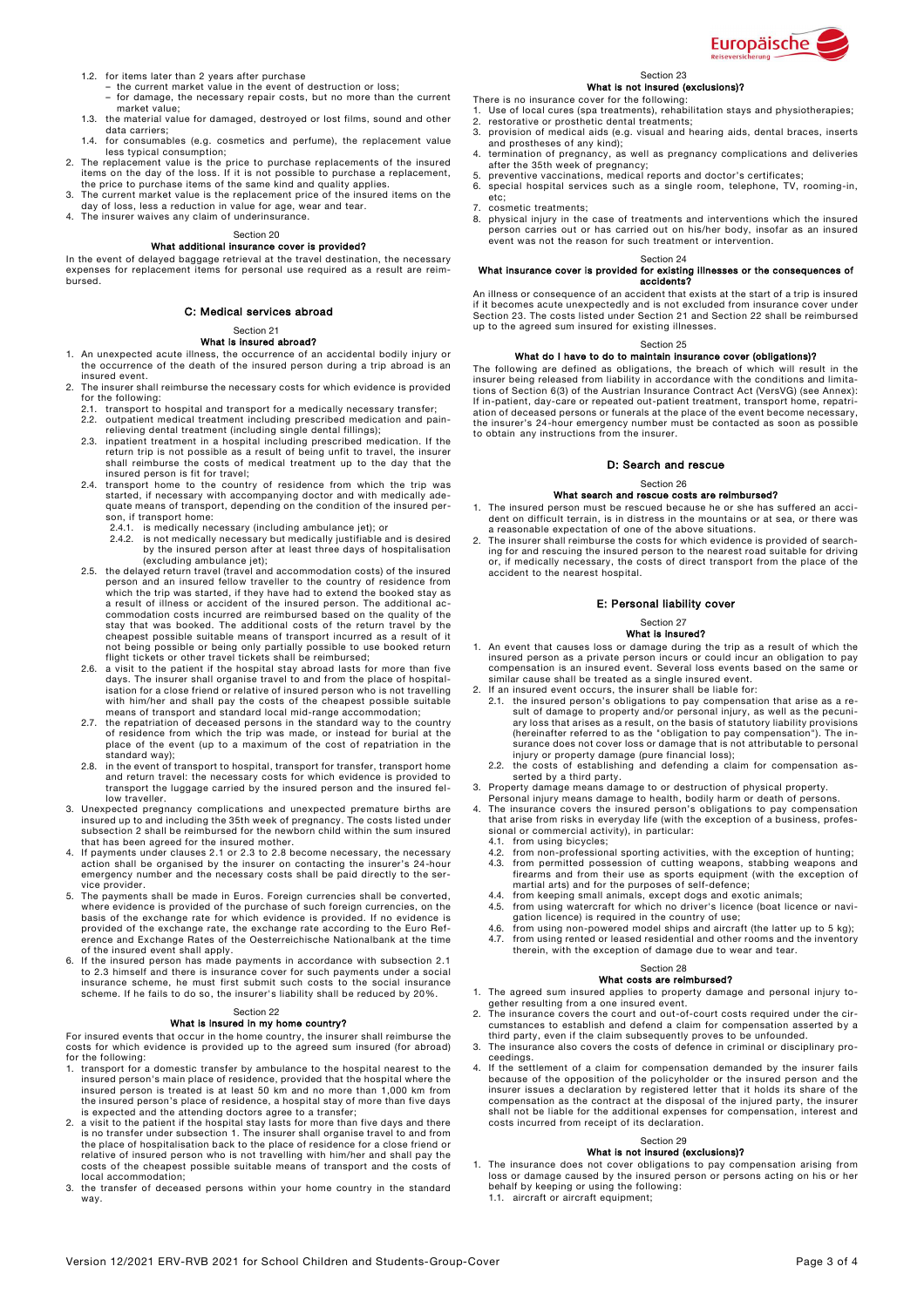1.2. for items later than 2 years after purchase
   – the current market value in the event of destruction or loss;
   – for damage, the necessary repair costs, but no more than the current market value;

1.3. the material value for damaged, destroyed or lost films, sound and other data carriers;

1.4. for consumables (e.g. cosmetics and perfume), the replacement value less typical consumption;

2. The replacement value is the price to purchase replacements of the insured items on the day of the loss. If it is not possible to purchase a replacement, the price to purchase items of the same kind and quality applies.
3. The current market value is the replacement price of the insured items on the day of loss, less a reduction in value for age, wear and tear.
4. The insurer waives any claim of underinsurance.

Section 20

**What additional insurance cover is provided?**

In the event of delayed baggage retrieval at the travel destination, the necessary expenses for replacement items for personal use required as a result are reimbursed.

## C: Medical services abroad

Section 21

**What is insured abroad?**

1. An unexpected acute illness, the occurrence of an accidental bodily injury or the occurrence of the death of the insured person during a trip abroad is an insured event.
2. The insurer shall reimburse the necessary costs for which evidence is provided for the following:
   2.1. transport to hospital and transport for a medically necessary transfer;
   2.2. outpatient medical treatment including prescribed medication and pain-relieving dental treatment (including single dental fillings);
   2.3. inpatient treatment in a hospital including prescribed medication. If the return trip is not possible as a result of being unfit to travel, the insurer shall reimburse the costs of medical treatment up to the day that the insured person is fit for travel;
   2.4. transport home to the country of residence from which the trip was started, if necessary with accompanying doctor and with medically adequate means of transport, depending on the condition of the insured person, if transport home:
      2.4.1. is medically necessary (including ambulance jet); or
      2.4.2. is not medically necessary but medically justifiable and is desired by the insured person after at least three days of hospitalisation (excluding ambulance jet);
   2.5. the delayed return travel (travel and accommodation costs) of the insured person and an insured fellow traveller to the country of residence from which the trip was started, if they have had to extend the booked stay as a result of illness or accident of the insured person. The additional accommodation costs incurred are reimbursed based on the quality of the stay that was booked. The additional costs of the return travel by the cheapest possible suitable means of transport incurred as a result of it not being possible or being only partially possible to use booked return flight tickets or other travel tickets shall be reimbursed;
   2.6. a visit to the patient if the hospital stay abroad lasts for more than five days. The insurer shall organise travel to and from the place of hospitalisation for a close friend or relative of insured person who is not travelling with him/her and shall pay the costs of the cheapest possible suitable means of transport and standard local mid-range accommodation;
   2.7. the repatriation of deceased persons in the standard way to the country of residence from which the trip was made, or instead for burial at the place of the event (up to a maximum of the cost of repatriation in the standard way);
   2.8. in the event of transport to hospital, transport for transfer, transport home and return travel: the necessary costs for which evidence is provided to transport the luggage carried by the insured person and the insured fellow traveller.
3. Unexpected pregnancy complications and unexpected premature births are insured up to and including the 35th week of pregnancy. The costs listed under subsection 2 shall be reimbursed for the newborn child within the sum insured that has been agreed for the insured mother.
4. If payments under clauses 2.1 or 2.3 to 2.8 become necessary, the necessary action shall be organised by the insurer on contacting the insurer's 24-hour emergency number and the necessary costs shall be paid directly to the service provider.
5. The payments shall be made in Euros. Foreign currencies shall be converted, where evidence is provided of the purchase of such foreign currencies, on the basis of the exchange rate for which evidence is provided. If no evidence is provided of the exchange rate, the exchange rate according to the Euro Reference and Exchange Rates of the Oesterreichische Nationalbank at the time of the insured event shall apply.
6. If the insured person has made payments in accordance with subsection 2.1 to 2.3 himself and there is insurance cover for such payments under a social insurance scheme, he must first submit such costs to the social insurance scheme. If he fails to do so, the insurer's liability shall be reduced by 20%.

Section 22

**What is insured in my home country?**

For insured events that occur in the home country, the insurer shall reimburse the costs for which evidence is provided up to the agreed sum insured (for abroad) for the following:

1. transport for a domestic transfer by ambulance to the hospital nearest to the insured person's main place of residence, provided that the hospital where the insured person is treated is at least 50 km and no more than 1,000 km from the insured person's place of residence, a hospital stay of more than five days is expected and the attending doctors agree to a transfer;
2. a visit to the patient if the hospital stay lasts for more than five days and there is no transfer under subsection 1. The insurer shall organise travel to and from the place of hospitalisation back to the place of residence for a close friend or relative of insured person who is not travelling with him/her and shall pay the costs of the cheapest possible suitable means of transport and the costs of local accommodation;
3. the transfer of deceased persons within your home country in the standard way.

Section 23

**What is not insured (exclusions)?**

There is no insurance cover for the following:

1. Use of local cures (spa treatments), rehabilitation stays and physiotherapies;
2. restorative or prosthetic dental treatments;
3. provision of medical aids (e.g. visual and hearing aids, dental braces, inserts and prostheses of any kind);
4. termination of pregnancy, as well as pregnancy complications and deliveries after the 35th week of pregnancy;
5. preventive vaccinations, medical reports and doctor's certificates;
6. special hospital services such as a single room, telephone, TV, rooming-in, etc;
7. cosmetic treatments;
8. physical injury in the case of treatments and interventions which the insured person carries out or has carried out on his/her body, insofar as an insured event was not the reason for such treatment or intervention.

Section 24

**What insurance cover is provided for existing illnesses or the consequences of accidents?**

An illness or consequence of an accident that exists at the start of a trip is insured if it becomes acute unexpectedly and is not excluded from insurance cover under Section 23. The costs listed under Section 21 and Section 22 shall be reimbursed up to the agreed sum insured for existing illnesses.

Section 25

**What do I have to do to maintain insurance cover (obligations)?**

The following are defined as obligations, the breach of which will result in the insurer being released from liability in accordance with the conditions and limitations of Section 6(3) of the Austrian Insurance Contract Act (VersVG) (see Annex): If in-patient, day-care or repeated out-patient treatment, transport home, repatriation of deceased persons or funerals at the place of the event become necessary, the insurer's 24-hour emergency number must be contacted as soon as possible to obtain any instructions from the insurer.

## D: Search and rescue

Section 26

**What search and rescue costs are reimbursed?**

1. The insured person must be rescued because he or she has suffered an accident on difficult terrain, is in distress in the mountains or at sea, or there was a reasonable expectation of one of the above situations.
2. The insurer shall reimburse the costs for which evidence is provided of searching for and rescuing the insured person to the nearest road suitable for driving or, if medically necessary, the costs of direct transport from the place of the accident to the nearest hospital.

## E: Personal liability cover

Section 27

**What is insured?**

1. An event that causes loss or damage during the trip as a result of which the insured person as a private person incurs or could incur an obligation to pay compensation is an insured event. Several loss events based on the same or similar cause shall be treated as a single insured event.
2. If an insured event occurs, the insurer shall be liable for:
   2.1. the insured person's obligations to pay compensation that arise as a result of damage to property and/or personal injury, as well as the pecuniary loss that arises as a result, on the basis of statutory liability provisions (hereinafter referred to as the "obligation to pay compensation"). The insurance does not cover loss or damage that is not attributable to personal injury or property damage (pure financial loss);
   2.2. the costs of establishing and defending a claim for compensation asserted by a third party.
3. Property damage means damage to or destruction of physical property. Personal injury means damage to health, bodily harm or death of persons.
4. The insurance covers the insured person's obligations to pay compensation that arise from risks in everyday life (with the exception of a business, professional or commercial activity), in particular:
   4.1. from using bicycles;
   4.2. from non-professional sporting activities, with the exception of hunting;
   4.3. from permitted possession of cutting weapons, stabbing weapons and firearms and from their use as sports equipment (with the exception of martial arts) and for the purposes of self-defence;
   4.4. from keeping small animals, except dogs and exotic animals;
   4.5. from using watercraft for which no driver's licence (boat licence or navigation licence) is required in the country of use;
   4.6. from using non-powered model ships and aircraft (the latter up to 5 kg);
   4.7. from using rented or leased residential and other rooms and the inventory therein, with the exception of damage due to wear and tear.

Section 28

**What costs are reimbursed?**

1. The agreed sum insured applies to property damage and personal injury together resulting from a one insured event.
2. The insurance covers the court and out-of-court costs required under the circumstances to establish and defend a claim for compensation asserted by a third party, even if the claim subsequently proves to be unfounded.
3. The insurance also covers the costs of defence in criminal or disciplinary proceedings.
4. If the settlement of a claim for compensation demanded by the insurer fails because of the opposition of the policyholder or the insured person and the insurer issues a declaration by registered letter that it holds its share of the compensation as the contract at the disposal of the injured party, the insurer shall not be liable for the additional expenses for compensation, interest and costs incurred from receipt of its declaration.

Section 29

**What is not insured (exclusions)?**

1. The insurance does not cover obligations to pay compensation arising from loss or damage caused by the insured person or persons acting on his or her behalf by keeping or using the following:
   1.1. aircraft or aircraft equipment;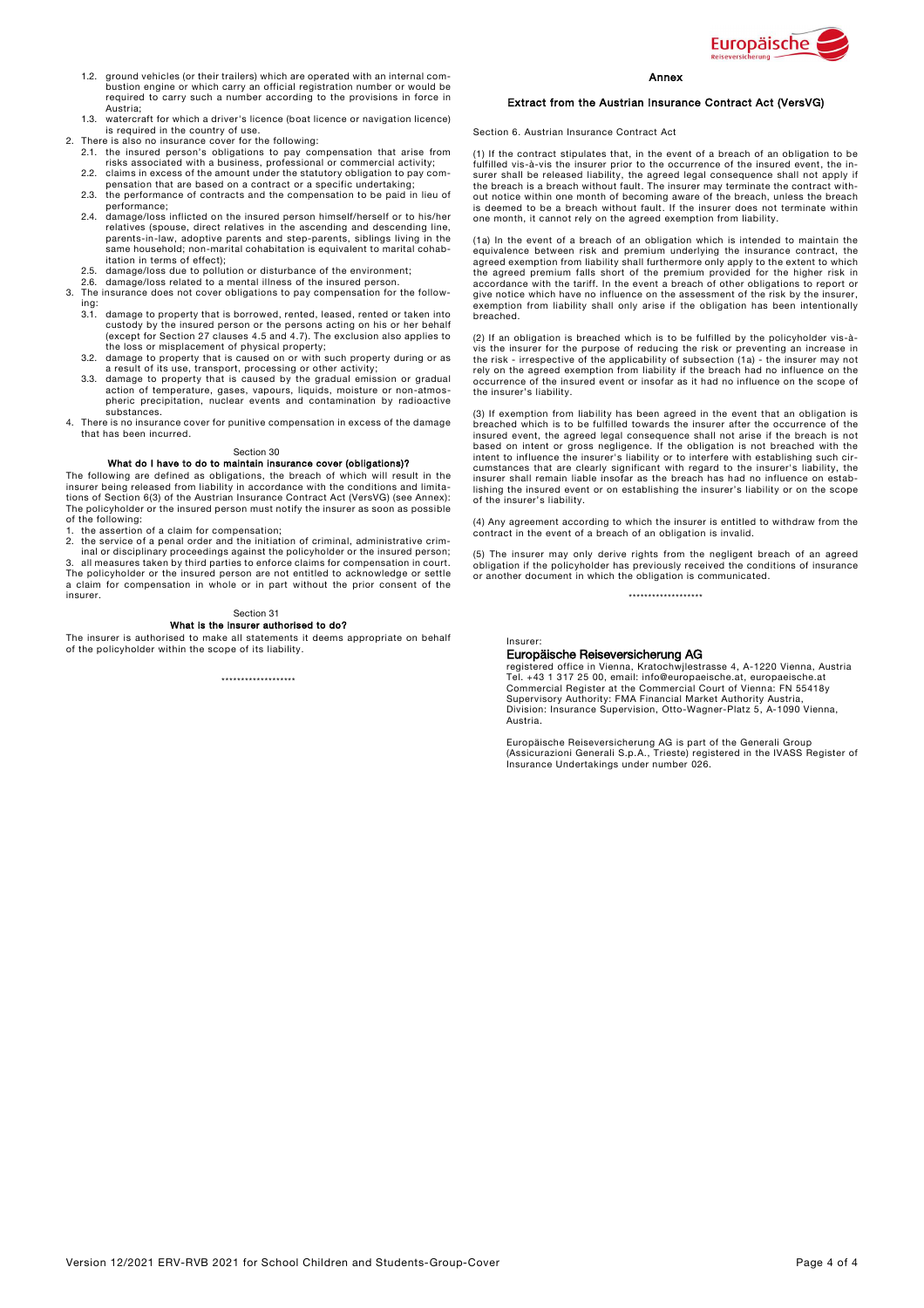1.2. ground vehicles (or their trailers) which are operated with an internal combustion engine or which carry an official registration number or would be required to carry such a number according to the provisions in force in Austria;
1.3. watercraft for which a driver's licence (boat licence or navigation licence) is required in the country of use.

2. There is also no insurance cover for the following:
   2.1. the insured person's obligations to pay compensation that arise from risks associated with a business, professional or commercial activity;
   2.2. claims in excess of the amount under the statutory obligation to pay compensation that are based on a contract or a specific undertaking;
   2.3. the performance of contracts and the compensation to be paid in lieu of performance;
   2.4. damage/loss inflicted on the insured person himself/herself or to his/her relatives (spouse, direct relatives in the ascending and descending line, parents-in-law, adoptive parents and step-parents, siblings living in the same household; non-marital cohabitation is equivalent to marital cohabitation in terms of effect);
   2.5. damage/loss due to pollution or disturbance of the environment;
   2.6. damage/loss related to a mental illness of the insured person.
3. The insurance does not cover obligations to pay compensation for the following:
   3.1. damage to property that is borrowed, rented, leased, rented or taken into custody by the insured person or the persons acting on his or her behalf (except for Section 27 clauses 4.5 and 4.7). The exclusion also applies to the loss or misplacement of physical property;
   3.2. damage to property that is caused on or with such property during or as a result of its use, transport, processing or other activity;
   3.3. damage to property that is caused by the gradual emission or gradual action of temperature, gases, vapours, liquids, moisture or non-atmospheric precipitation, nuclear events and contamination by radioactive substances.
4. There is no insurance cover for punitive compensation in excess of the damage that has been incurred.

Section 30

### What do I have to do to maintain insurance cover (obligations)?

The following are defined as obligations, the breach of which will result in the insurer being released from liability in accordance with the conditions and limitations of Section 6(3) of the Austrian Insurance Contract Act (VersVG) (see Annex): The policyholder or the insured person must notify the insurer as soon as possible of the following:

1. the assertion of a claim for compensation;
2. the service of a penal order and the initiation of criminal, administrative criminal or disciplinary proceedings against the policyholder or the insured person;
3. all measures taken by third parties to enforce claims for compensation in court.

The policyholder or the insured person are not entitled to acknowledge or settle a claim for compensation in whole or in part without the prior consent of the insurer.

Section 31

### What is the insurer authorised to do?

The insurer is authorised to make all statements it deems appropriate on behalf of the policyholder within the scope of its liability.

******************

## Annex

### Extract from the Austrian Insurance Contract Act (VersVG)

Section 6. Austrian Insurance Contract Act

(1) If the contract stipulates that, in the event of a breach of an obligation to be fulfilled vis-à-vis the insurer prior to the occurrence of the insured event, the insurer shall be released liability, the agreed legal consequence shall not apply if the breach is a breach without fault. The insurer may terminate the contract without notice within one month of becoming aware of the breach, unless the breach is deemed to be a breach without fault. If the insurer does not terminate within one month, it cannot rely on the agreed exemption from liability.

(1a) In the event of a breach of an obligation which is intended to maintain the equivalence between risk and premium underlying the insurance contract, the agreed exemption from liability shall furthermore only apply to the extent to which the agreed premium falls short of the premium provided for the higher risk in accordance with the tariff. In the event a breach of other obligations to report or give notice which have no influence on the assessment of the risk by the insurer, exemption from liability shall only arise if the obligation has been intentionally breached.

(2) If an obligation is breached which is to be fulfilled by the policyholder vis-à-vis the insurer for the purpose of reducing the risk or preventing an increase in the risk - irrespective of the applicability of subsection (1a) - the insurer may not rely on the agreed exemption from liability if the breach had no influence on the occurrence of the insured event or insofar as it had no influence on the scope of the insurer's liability.

(3) If exemption from liability has been agreed in the event that an obligation is breached which is to be fulfilled towards the insurer after the occurrence of the insured event, the agreed legal consequence shall not arise if the breach is not based on intent or gross negligence. If the obligation is not breached with the intent to influence the insurer's liability or to interfere with establishing such circumstances that are clearly significant with regard to the insurer's liability, the insurer shall remain liable insofar as the breach has had no influence on establishing the insured event or on establishing the insurer's liability or on the scope of the insurer's liability.

(4) Any agreement according to which the insurer is entitled to withdraw from the contract in the event of a breach of an obligation is invalid.

(5) The insurer may only derive rights from the negligent breach of an agreed obligation if the policyholder has previously received the conditions of insurance or another document in which the obligation is communicated.

******************

Insurer:

**Europäische Reiseversicherung AG**

registered office in Vienna, Kratochwjlestrasse 4, A-1220 Vienna, Austria
Tel. +43 1 317 25 00, email: info@europaeische.at, europaeische.at
Commercial Register at the Commercial Court of Vienna: FN 55418y
Supervisory Authority: FMA Financial Market Authority Austria,
Division: Insurance Supervision, Otto-Wagner-Platz 5, A-1090 Vienna, Austria.

Europäische Reiseversicherung AG is part of the Generali Group (Assicurazioni Generali S.p.A., Trieste) registered in the IVASS Register of Insurance Undertakings under number 026.